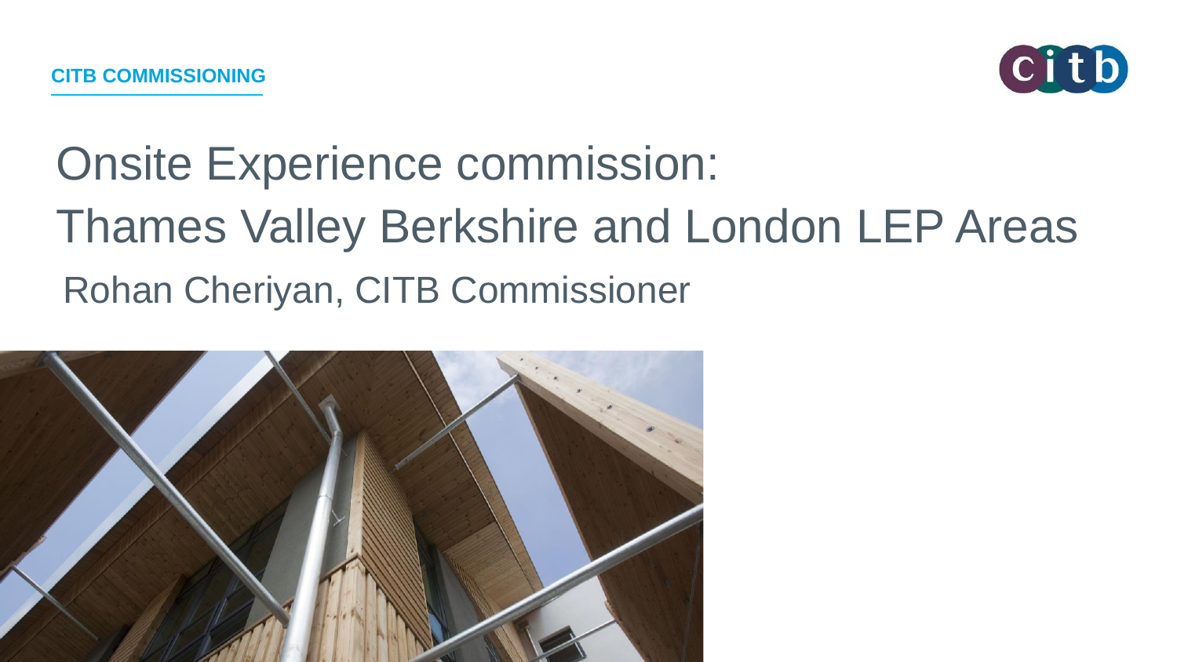CITB COMMISSIONING

# Onsite Experience commission: Thames Valley Berkshire and London LEP Areas

Rohan Cheriyan, CITB Commissioner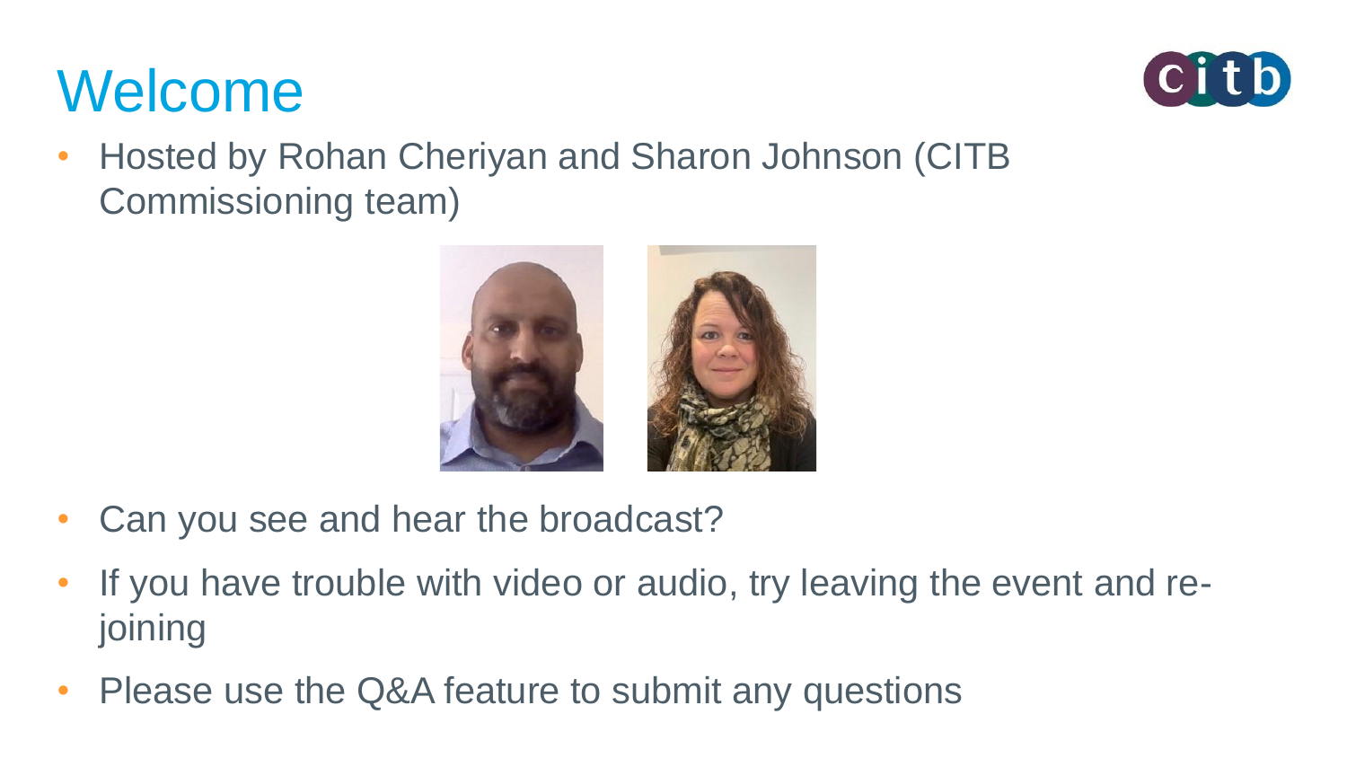# Welcome

- Hosted by Rohan Cheriyan and Sharon Johnson (CITB Commissioning team)

- Can you see and hear the broadcast?
- If you have trouble with video or audio, try leaving the event and re-joining
- Please use the Q&A feature to submit any questions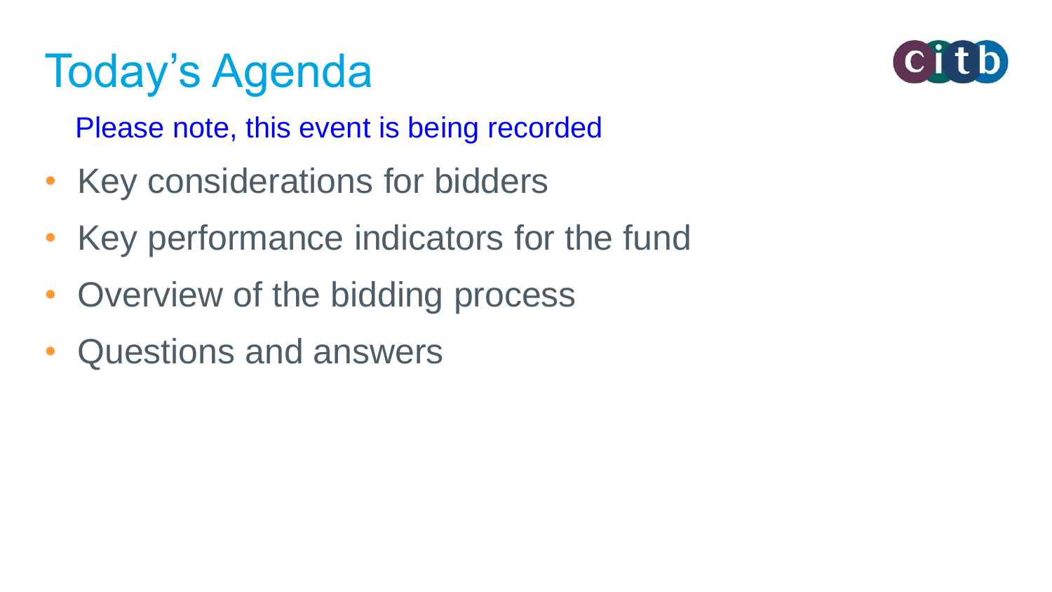# Today’s Agenda

Please note, this event is being recorded

- Key considerations for bidders
- Key performance indicators for the fund
- Overview of the bidding process
- Questions and answers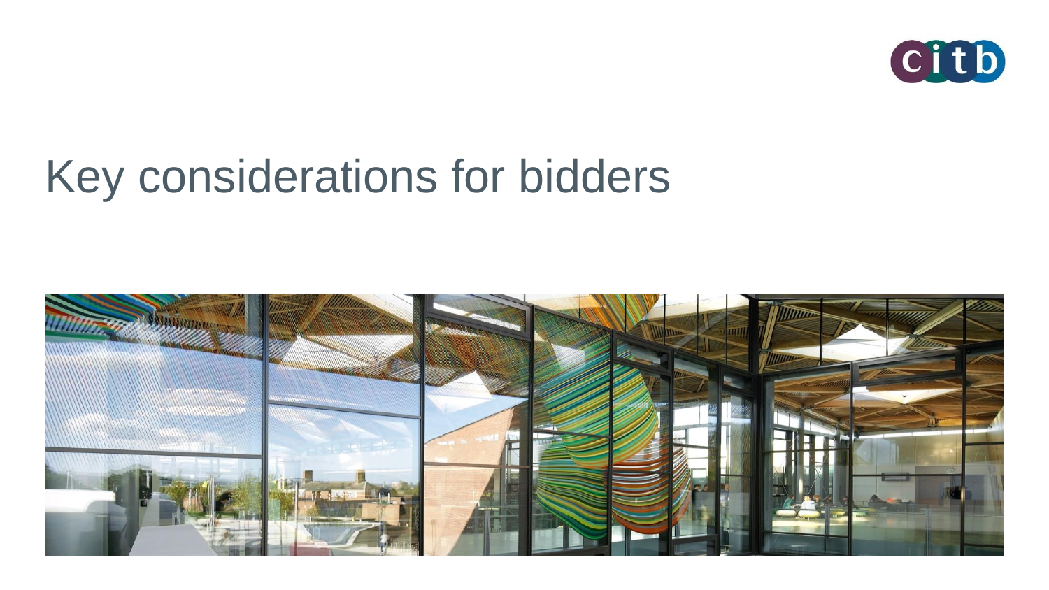# Key considerations for bidders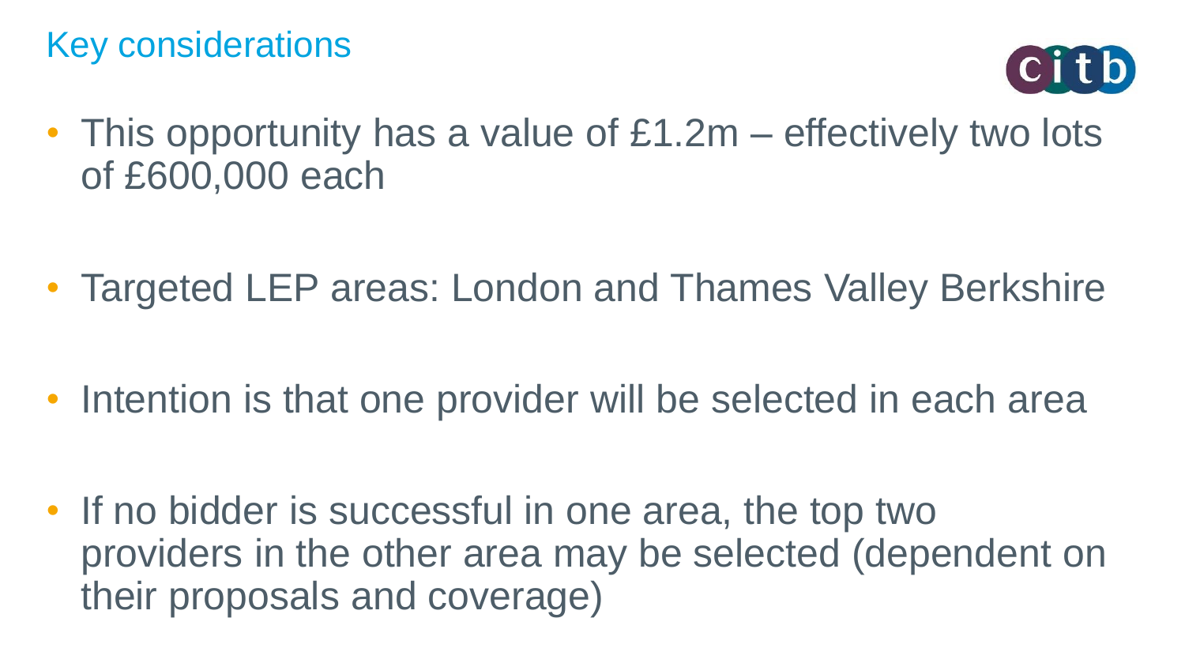# Key considerations

- This opportunity has a value of £1.2m – effectively two lots of £600,000 each
- Targeted LEP areas: London and Thames Valley Berkshire
- Intention is that one provider will be selected in each area
- If no bidder is successful in one area, the top two providers in the other area may be selected (dependent on their proposals and coverage)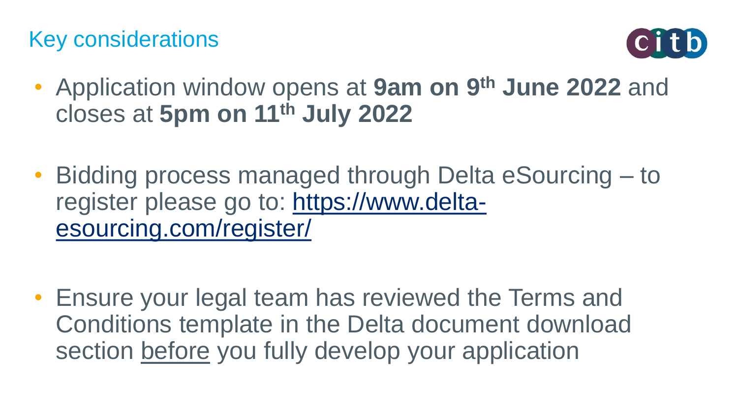## Key considerations

- Application window opens at **9am on 9th June 2022** and closes at **5pm on 11th July 2022**

- Bidding process managed through Delta eSourcing – to register please go to: https://www.delta-esourcing.com/register/

- Ensure your legal team has reviewed the Terms and Conditions template in the Delta document download section before you fully develop your application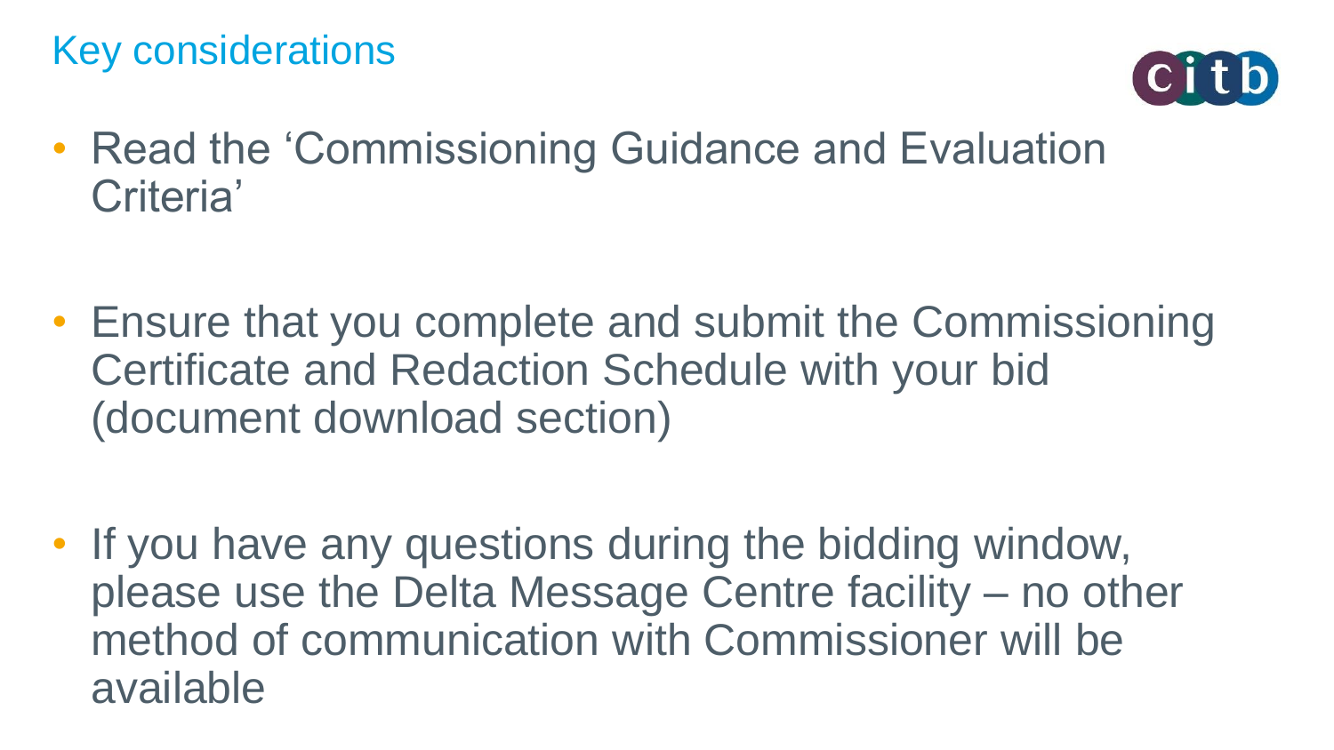## Key considerations

- Read the 'Commissioning Guidance and Evaluation Criteria'

- Ensure that you complete and submit the Commissioning Certificate and Redaction Schedule with your bid (document download section)

- If you have any questions during the bidding window, please use the Delta Message Centre facility – no other method of communication with Commissioner will be available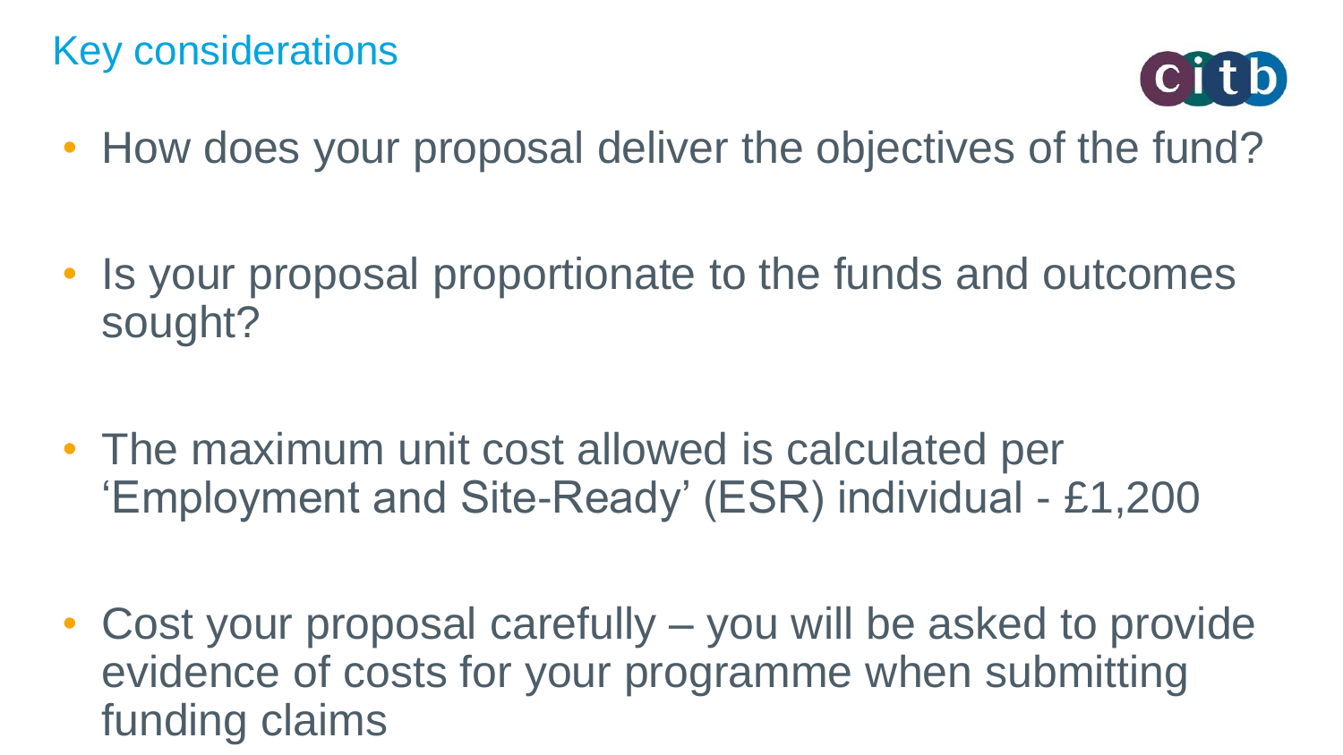# Key considerations

- How does your proposal deliver the objectives of the fund?

- Is your proposal proportionate to the funds and outcomes sought?

- The maximum unit cost allowed is calculated per 'Employment and Site-Ready' (ESR) individual - £1,200

- Cost your proposal carefully – you will be asked to provide evidence of costs for your programme when submitting funding claims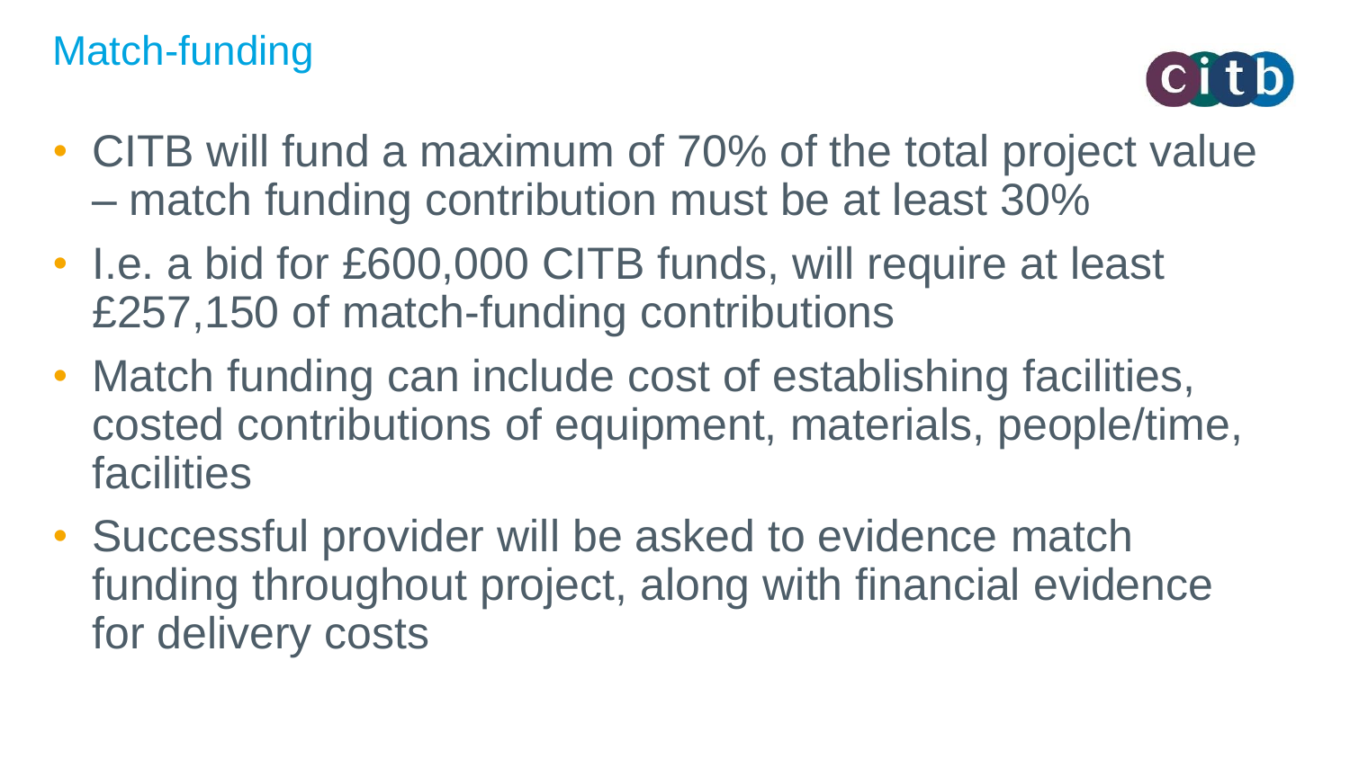# Match-funding

- CITB will fund a maximum of 70% of the total project value – match funding contribution must be at least 30%
- I.e. a bid for £600,000 CITB funds, will require at least £257,150 of match-funding contributions
- Match funding can include cost of establishing facilities, costed contributions of equipment, materials, people/time, facilities
- Successful provider will be asked to evidence match funding throughout project, along with financial evidence for delivery costs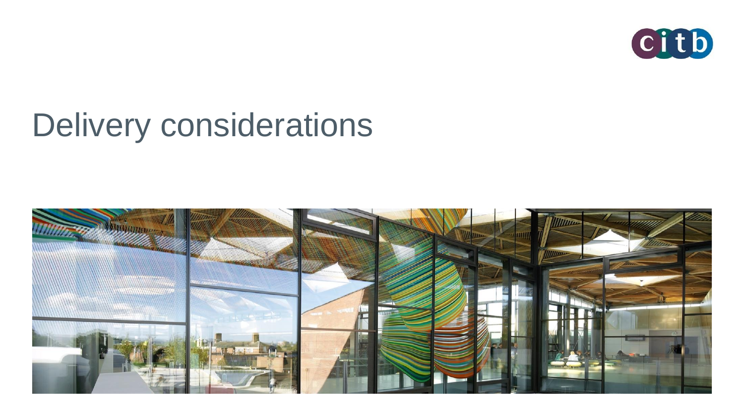# Delivery considerations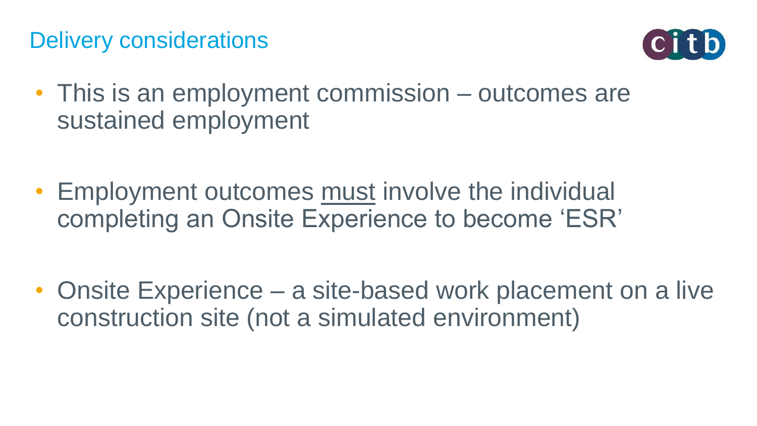# Delivery considerations

- This is an employment commission – outcomes are sustained employment

- Employment outcomes <u>must</u> involve the individual completing an Onsite Experience to become 'ESR'

- Onsite Experience – a site-based work placement on a live construction site (not a simulated environment)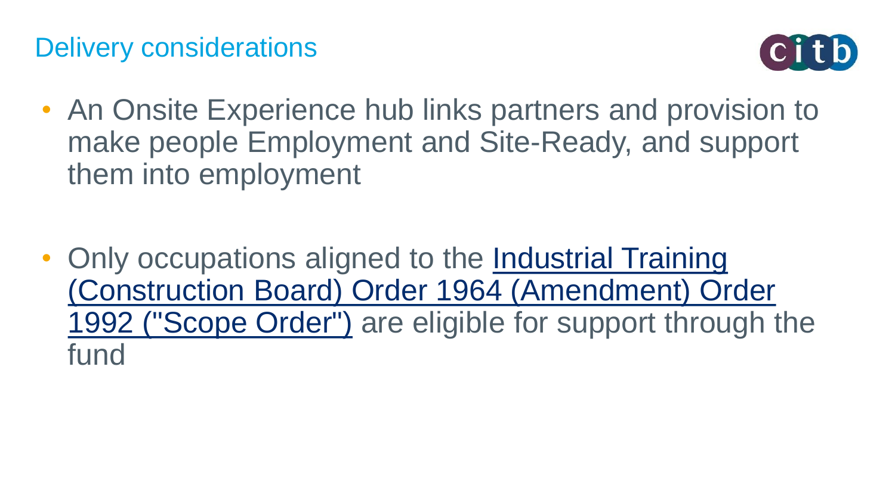# Delivery considerations

- An Onsite Experience hub links partners and provision to make people Employment and Site-Ready, and support them into employment

- Only occupations aligned to the Industrial Training (Construction Board) Order 1964 (Amendment) Order 1992 ("Scope Order") are eligible for support through the fund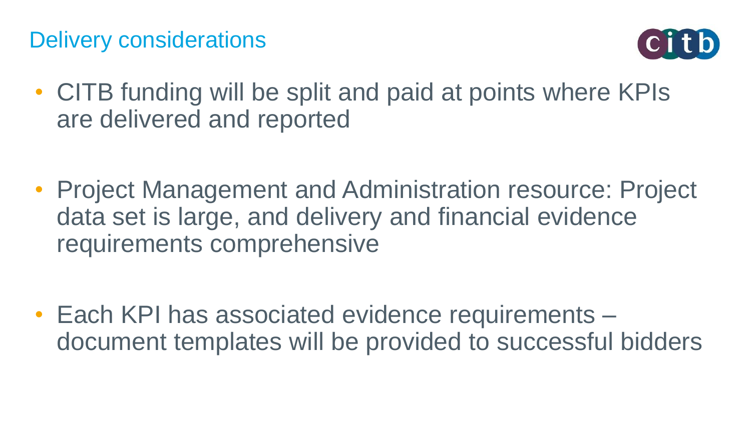# Delivery considerations

- CITB funding will be split and paid at points where KPIs are delivered and reported
- Project Management and Administration resource: Project data set is large, and delivery and financial evidence requirements comprehensive
- Each KPI has associated evidence requirements – document templates will be provided to successful bidders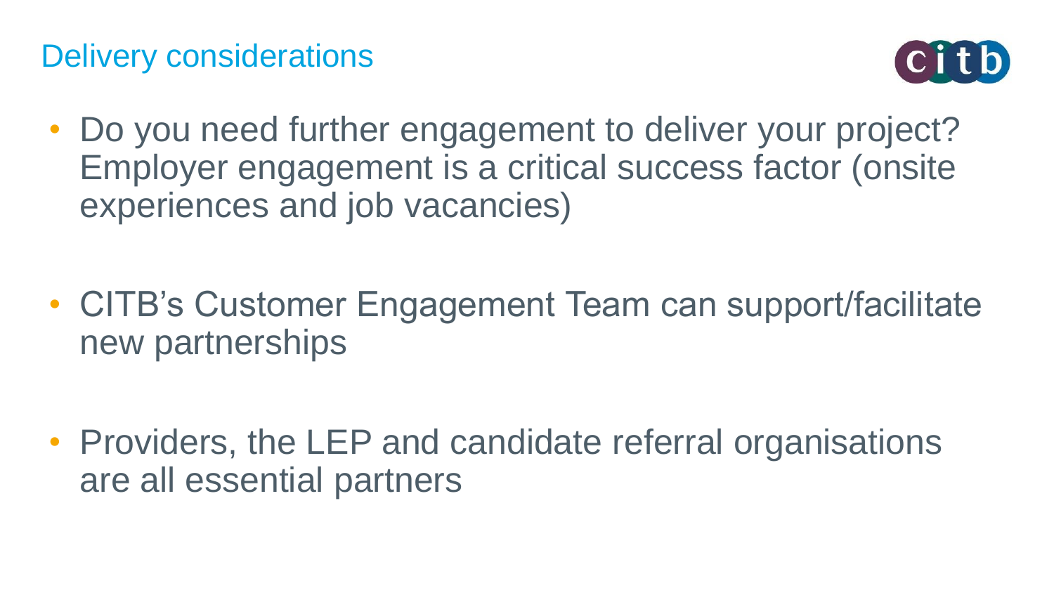## Delivery considerations

- Do you need further engagement to deliver your project? Employer engagement is a critical success factor (onsite experiences and job vacancies)

- CITB's Customer Engagement Team can support/facilitate new partnerships

- Providers, the LEP and candidate referral organisations are all essential partners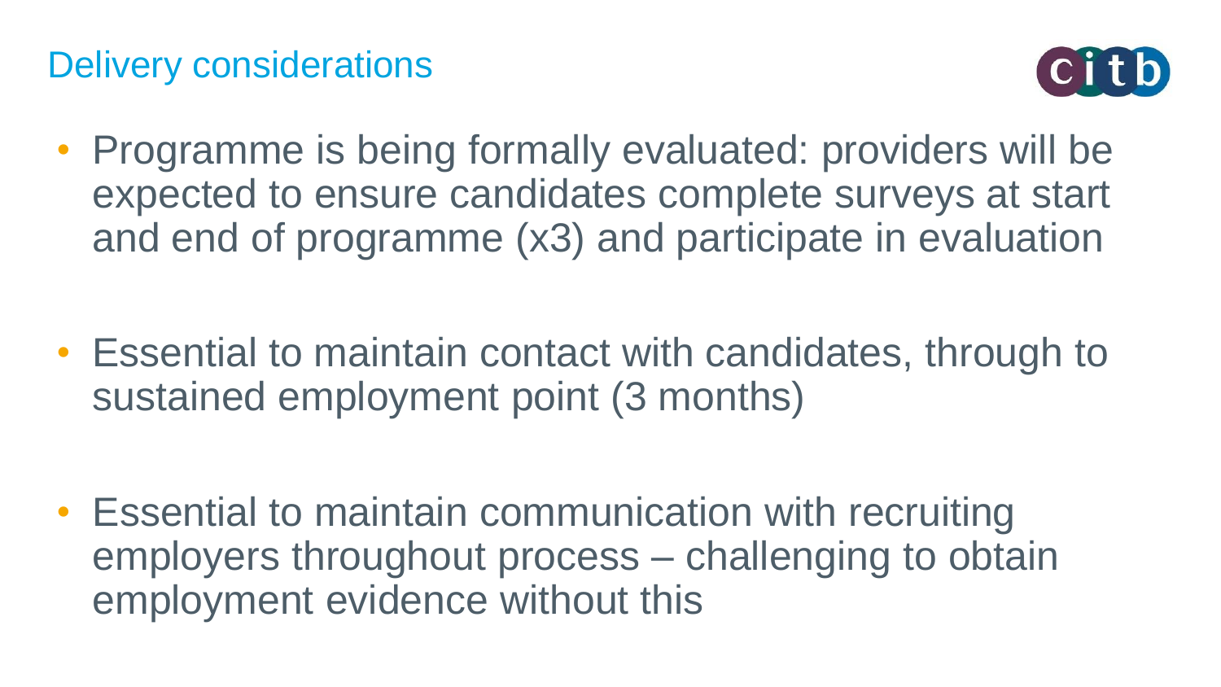# Delivery considerations

- Programme is being formally evaluated: providers will be expected to ensure candidates complete surveys at start and end of programme (x3) and participate in evaluation

- Essential to maintain contact with candidates, through to sustained employment point (3 months)

- Essential to maintain communication with recruiting employers throughout process – challenging to obtain employment evidence without this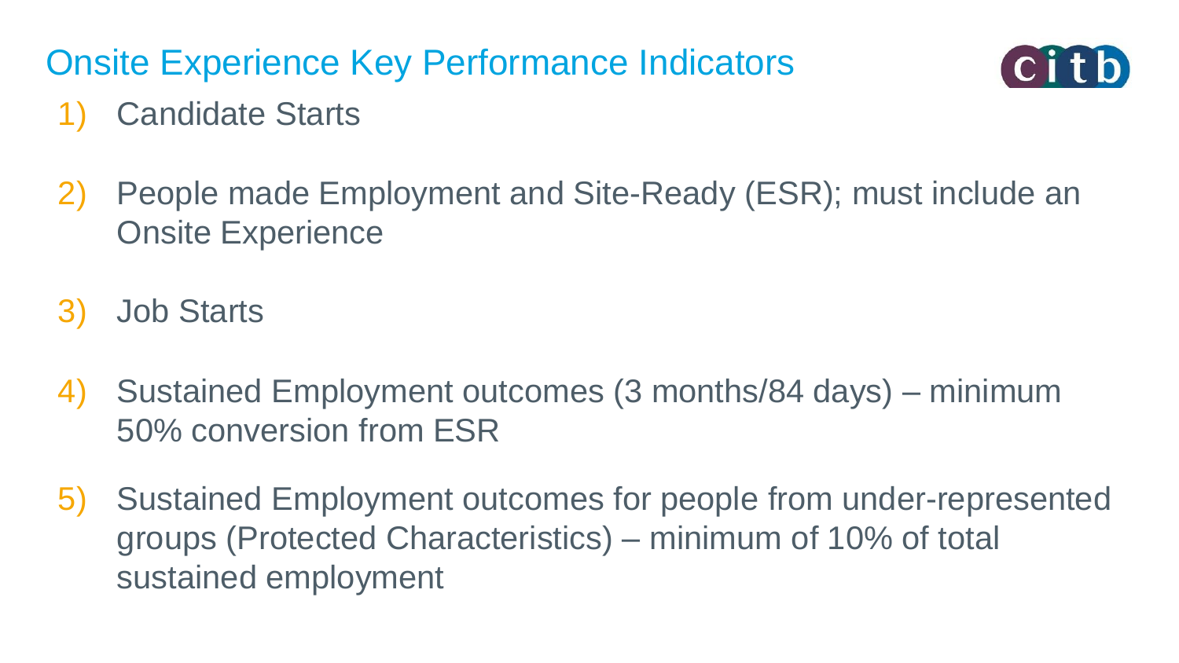## Onsite Experience Key Performance Indicators

1) Candidate Starts

2) People made Employment and Site-Ready (ESR); must include an Onsite Experience

3) Job Starts

4) Sustained Employment outcomes (3 months/84 days) – minimum 50% conversion from ESR

5) Sustained Employment outcomes for people from under-represented groups (Protected Characteristics) – minimum of 10% of total sustained employment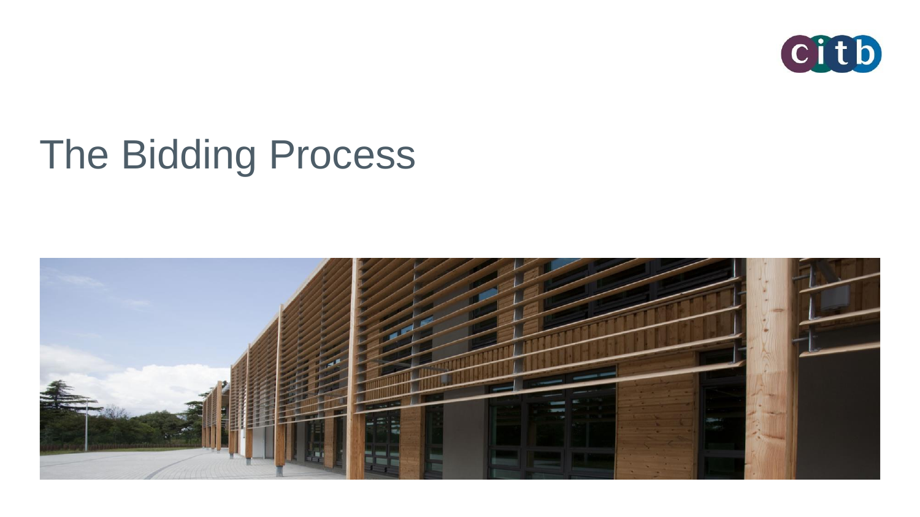# The Bidding Process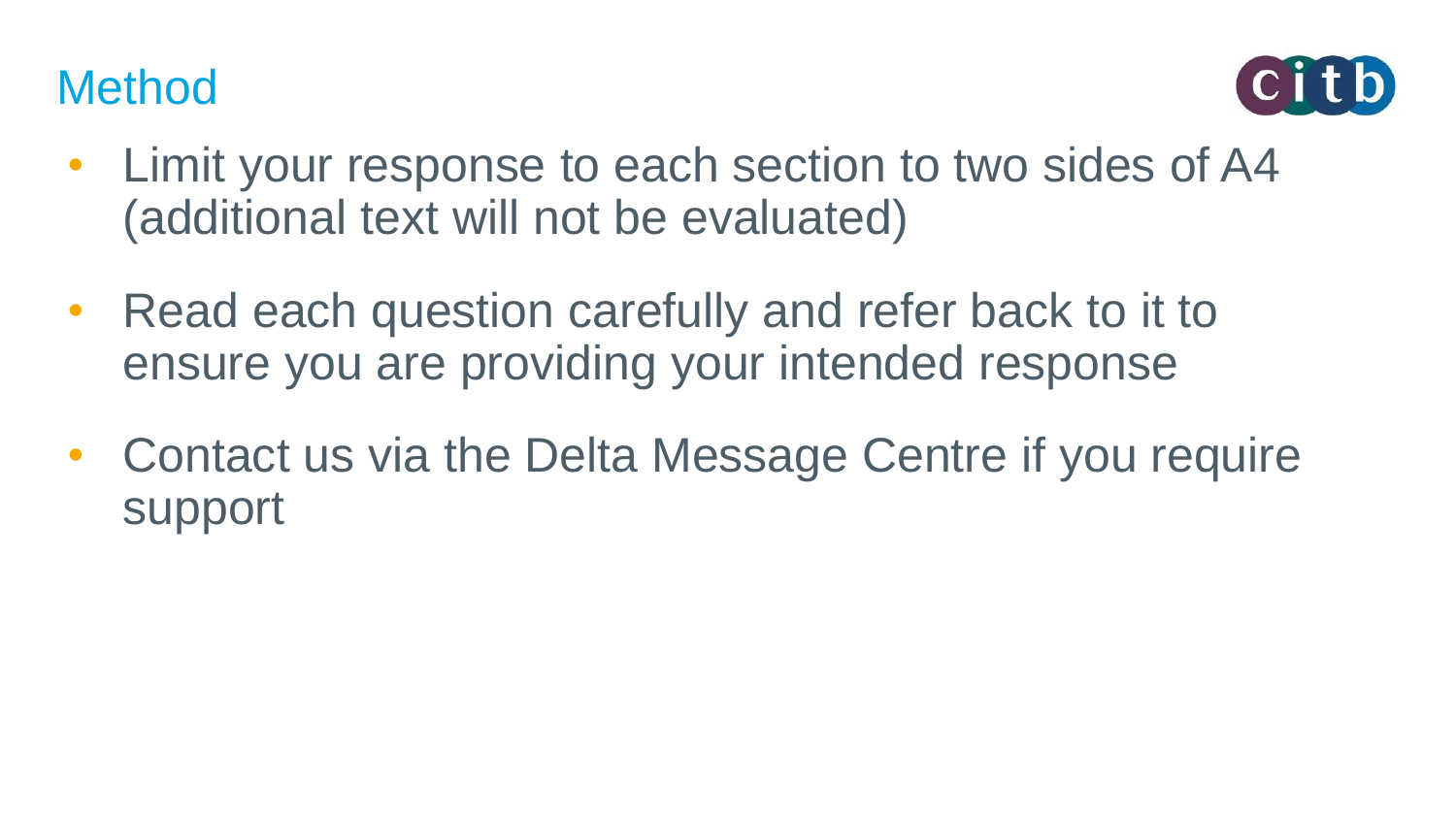# Method

- Limit your response to each section to two sides of A4 (additional text will not be evaluated)
- Read each question carefully and refer back to it to ensure you are providing your intended response
- Contact us via the Delta Message Centre if you require support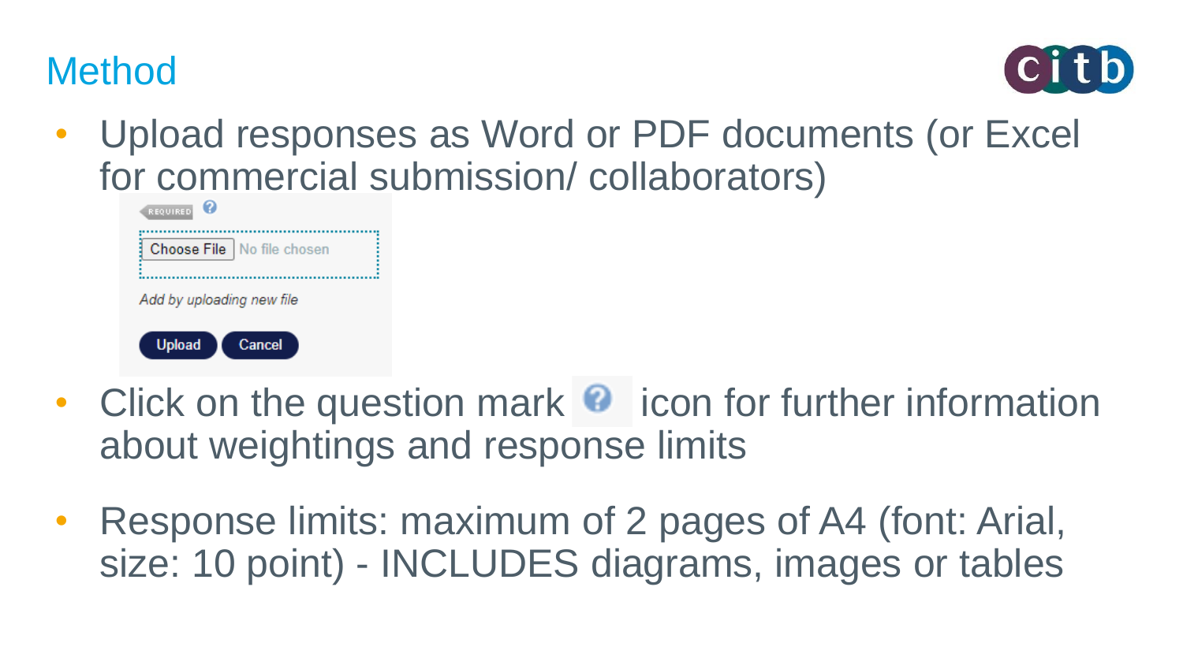# Method

- Upload responses as Word or PDF documents (or Excel for commercial submission/ collaborators)

REQUIRED

Choose File No file chosen

*Add by uploading new file*

Upload Cancel

- Click on the question mark icon for further information about weightings and response limits

- Response limits: maximum of 2 pages of A4 (font: Arial, size: 10 point) - INCLUDES diagrams, images or tables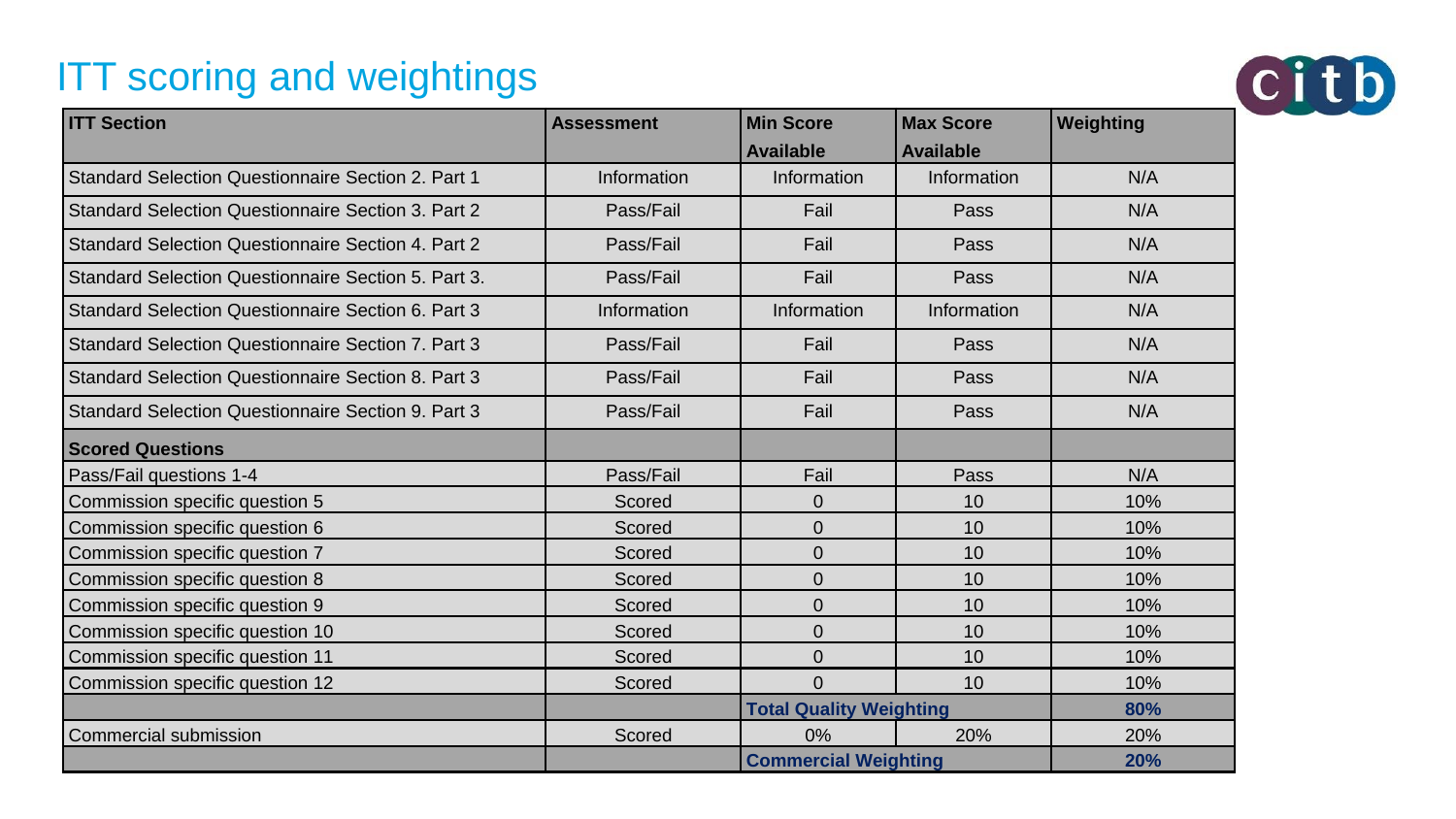# ITT scoring and weightings

| ITT Section | Assessment | Min Score Available | Max Score Available | Weighting |
|---|---|---|---|---|
| Standard Selection Questionnaire Section 2. Part 1 | Information | Information | Information | N/A |
| Standard Selection Questionnaire Section 3. Part 2 | Pass/Fail | Fail | Pass | N/A |
| Standard Selection Questionnaire Section 4. Part 2 | Pass/Fail | Fail | Pass | N/A |
| Standard Selection Questionnaire Section 5. Part 3. | Pass/Fail | Fail | Pass | N/A |
| Standard Selection Questionnaire Section 6. Part 3 | Information | Information | Information | N/A |
| Standard Selection Questionnaire Section 7. Part 3 | Pass/Fail | Fail | Pass | N/A |
| Standard Selection Questionnaire Section 8. Part 3 | Pass/Fail | Fail | Pass | N/A |
| Standard Selection Questionnaire Section 9. Part 3 | Pass/Fail | Fail | Pass | N/A |
| **Scored Questions** | | | | |
| Pass/Fail questions 1-4 | Pass/Fail | Fail | Pass | N/A |
| Commission specific question 5 | Scored | 0 | 10 | 10% |
| Commission specific question 6 | Scored | 0 | 10 | 10% |
| Commission specific question 7 | Scored | 0 | 10 | 10% |
| Commission specific question 8 | Scored | 0 | 10 | 10% |
| Commission specific question 9 | Scored | 0 | 10 | 10% |
| Commission specific question 10 | Scored | 0 | 10 | 10% |
| Commission specific question 11 | Scored | 0 | 10 | 10% |
| Commission specific question 12 | Scored | 0 | 10 | 10% |
| | | **Total Quality Weighting** | | **80%** |
| Commercial submission | Scored | 0% | 20% | 20% |
| | | **Commercial Weighting** | | **20%** |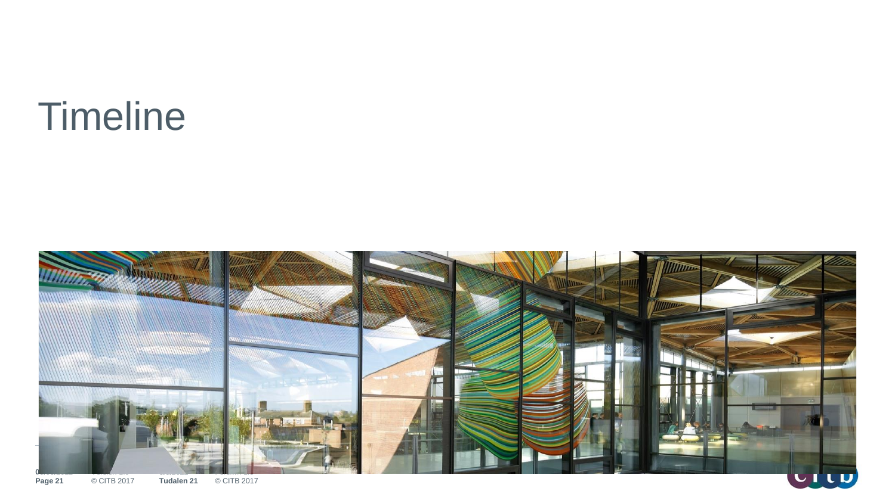# Timeline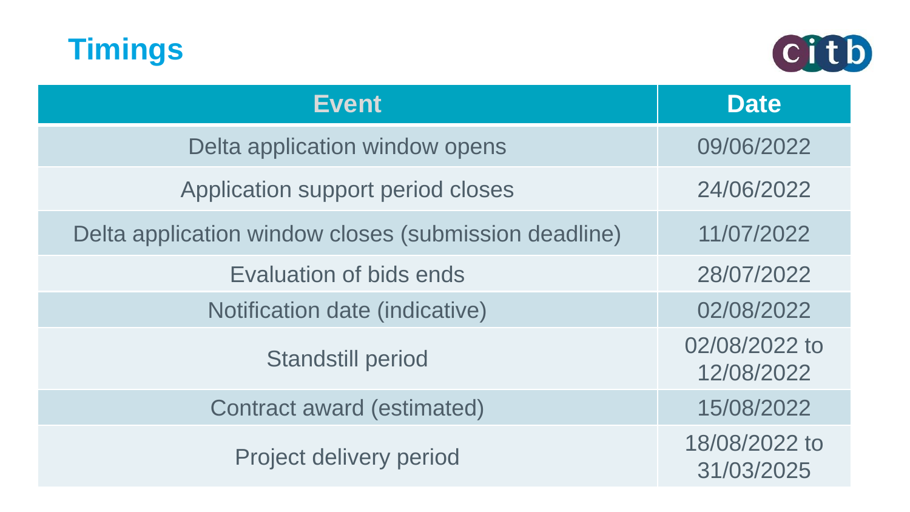# Timings

| Event | Date |
| --- | --- |
| Delta application window opens | 09/06/2022 |
| Application support period closes | 24/06/2022 |
| Delta application window closes (submission deadline) | 11/07/2022 |
| Evaluation of bids ends | 28/07/2022 |
| Notification date (indicative) | 02/08/2022 |
| Standstill period | 02/08/2022 to 12/08/2022 |
| Contract award (estimated) | 15/08/2022 |
| Project delivery period | 18/08/2022 to 31/03/2025 |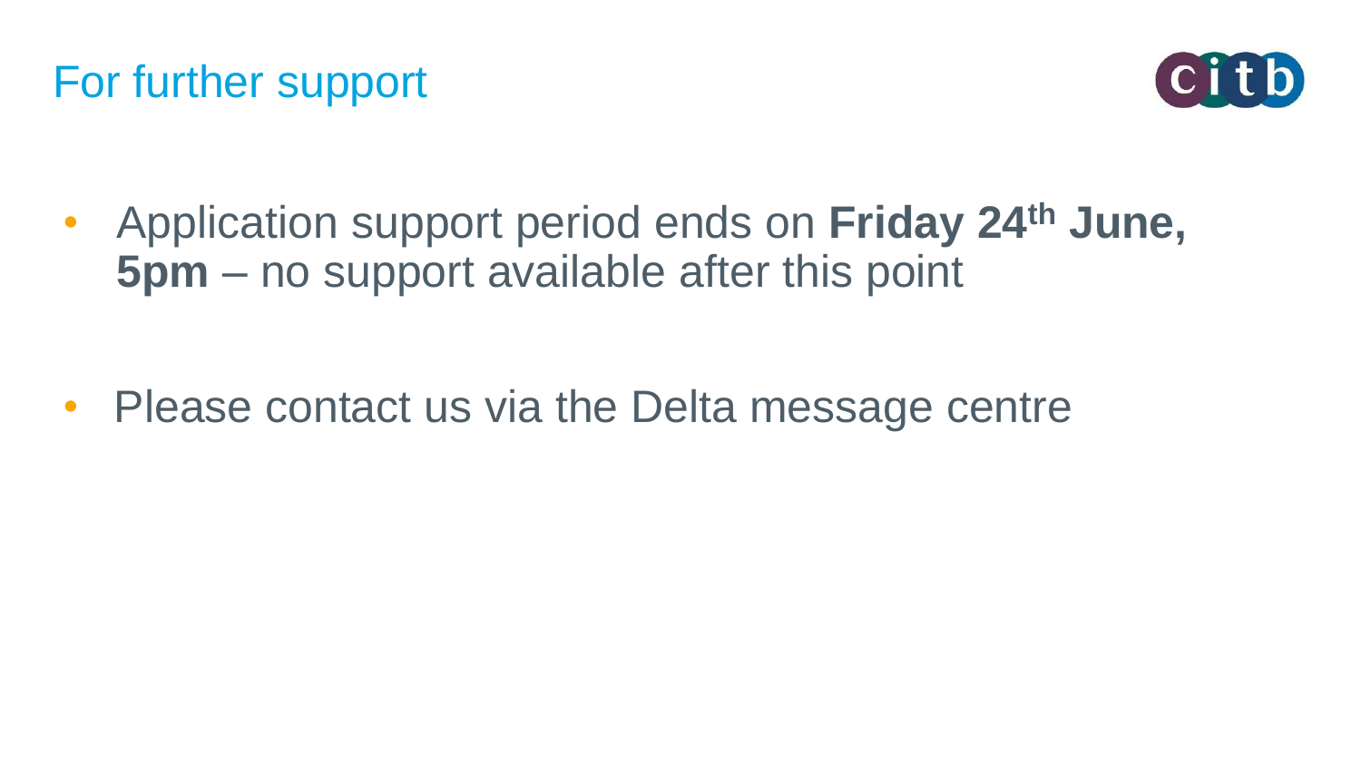# For further support

- Application support period ends on **Friday 24th June, 5pm** – no support available after this point
- Please contact us via the Delta message centre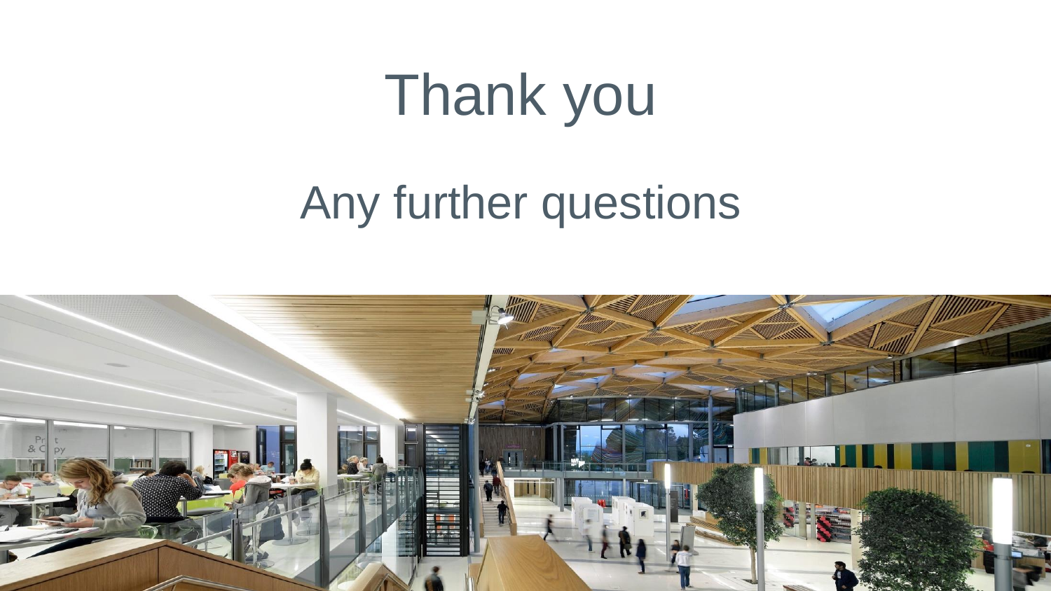# Thank you

## Any further questions